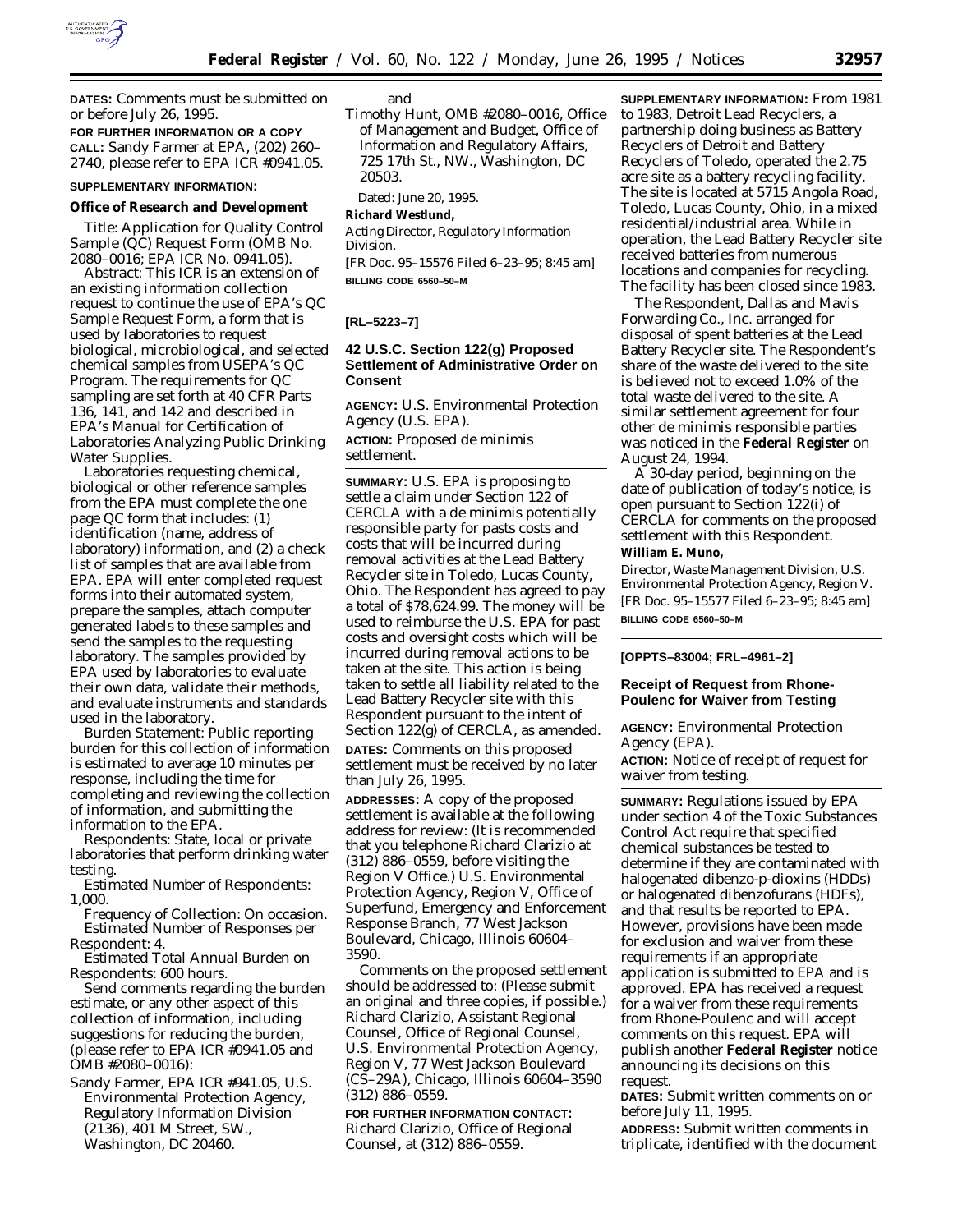**DATES:** Comments must be submitted on or before July 26, 1995.

**FOR FURTHER INFORMATION OR A COPY CALL:** Sandy Farmer at EPA, (202) 260–2740, please refer to EPA ICR #0941.05.

**SUPPLEMENTARY INFORMATION:**

### Office of Research and Development

*Title:* Application for Quality Control Sample (QC) Request Form (OMB No. 2080–0016; EPA ICR No. 0941.05).

*Abstract:* This ICR is an extension of an existing information collection request to continue the use of EPA's QC Sample Request Form, a form that is used by laboratories to request biological, microbiological, and selected chemical samples from USEPA's QC Program. The requirements for QC sampling are set forth at 40 CFR Parts 136, 141, and 142 and described in EPA's Manual for Certification of Laboratories Analyzing Public Drinking Water Supplies.

Laboratories requesting chemical, biological or other reference samples from the EPA must complete the one page QC form that includes: (1) identification (name, address of laboratory) information, and (2) a check list of samples that are available from EPA. EPA will enter completed request forms into their automated system, prepare the samples, attach computer generated labels to these samples and send the samples to the requesting laboratory. The samples provided by EPA used by laboratories to evaluate their own data, validate their methods, and evaluate instruments and standards used in the laboratory.

*Burden Statement:* Public reporting burden for this collection of information is estimated to average 10 minutes per response, including the time for completing and reviewing the collection of information, and submitting the information to the EPA.

*Respondents:* State, local or private laboratories that perform drinking water testing.

*Estimated Number of Respondents:* 1,000.

*Frequency of Collection:* On occasion.

*Estimated Number of Responses per Respondent:* 4.

*Estimated Total Annual Burden on Respondents:* 600 hours.

Send comments regarding the burden estimate, or any other aspect of this collection of information, including suggestions for reducing the burden, (please refer to EPA ICR #0941.05 and OMB #2080–0016):

Sandy Farmer, EPA ICR #941.05, U.S. Environmental Protection Agency, Regulatory Information Division (2136), 401 M Street, SW., Washington, DC 20460.

and

Timothy Hunt, OMB #2080–0016, Office of Management and Budget, Office of Information and Regulatory Affairs, 725 17th St., NW., Washington, DC 20503.

Dated: June 20, 1995.

**Richard Westlund,**

*Acting Director, Regulatory Information Division.*

[FR Doc. 95–15576 Filed 6–23–95; 8:45 am]

**BILLING CODE 6560–50–M**

---

**[RL–5223–7]**

## 42 U.S.C. Section 122(g) Proposed Settlement of Administrative Order on Consent

**AGENCY:** U.S. Environmental Protection Agency (U.S. EPA).

**ACTION:** Proposed de minimis settlement.

**SUMMARY:** U.S. EPA is proposing to settle a claim under Section 122 of CERCLA with a de minimis potentially responsible party for pasts costs and costs that will be incurred during removal activities at the Lead Battery Recycler site in Toledo, Lucas County, Ohio. The Respondent has agreed to pay a total of $78,624.99. The money will be used to reimburse the U.S. EPA for past costs and oversight costs which will be incurred during removal actions to be taken at the site. This action is being taken to settle all liability related to the Lead Battery Recycler site with this Respondent pursuant to the intent of Section 122(g) of CERCLA, as amended.

**DATES:** Comments on this proposed settlement must be received by no later than July 26, 1995.

**ADDRESSES:** A copy of the proposed settlement is available at the following address for review: (It is recommended that you telephone Richard Clarizio at (312) 886–0559, before visiting the Region V Office.) U.S. Environmental Protection Agency, Region V, Office of Superfund, Emergency and Enforcement Response Branch, 77 West Jackson Boulevard, Chicago, Illinois 60604–3590.

Comments on the proposed settlement should be addressed to: (Please submit an original and three copies, if possible.) Richard Clarizio, Assistant Regional Counsel, Office of Regional Counsel, U.S. Environmental Protection Agency, Region V, 77 West Jackson Boulevard (CS–29A), Chicago, Illinois 60604–3590 (312) 886–0559.

**FOR FURTHER INFORMATION CONTACT:** Richard Clarizio, Office of Regional Counsel, at (312) 886–0559.

**SUPPLEMENTARY INFORMATION:** From 1981 to 1983, Detroit Lead Recyclers, a partnership doing business as Battery Recyclers of Detroit and Battery Recyclers of Toledo, operated the 2.75 acre site as a battery recycling facility. The site is located at 5715 Angola Road, Toledo, Lucas County, Ohio, in a mixed residential/industrial area. While in operation, the Lead Battery Recycler site received batteries from numerous locations and companies for recycling. The facility has been closed since 1983.

The Respondent, Dallas and Mavis Forwarding Co., Inc. arranged for disposal of spent batteries at the Lead Battery Recycler site. The Respondent's share of the waste delivered to the site is believed not to exceed 1.0% of the total waste delivered to the site. A similar settlement agreement for four other de minimis responsible parties was noticed in the **Federal Register** on August 24, 1994.

A 30-day period, beginning on the date of publication of today's notice, is open pursuant to Section 122(i) of CERCLA for comments on the proposed settlement with this Respondent.

**William E. Muno,**

*Director, Waste Management Division, U.S. Environmental Protection Agency, Region V.*

[FR Doc. 95–15577 Filed 6–23–95; 8:45 am]

**BILLING CODE 6560–50–M**

---

**[OPPTS–83004; FRL–4961–2]**

## Receipt of Request from Rhone-Poulenc for Waiver from Testing

**AGENCY:** Environmental Protection Agency (EPA).

**ACTION:** Notice of receipt of request for waiver from testing.

**SUMMARY:** Regulations issued by EPA under section 4 of the Toxic Substances Control Act require that specified chemical substances be tested to determine if they are contaminated with halogenated dibenzo-p-dioxins (HDDs) or halogenated dibenzofurans (HDFs), and that results be reported to EPA. However, provisions have been made for exclusion and waiver from these requirements if an appropriate application is submitted to EPA and is approved. EPA has received a request for a waiver from these requirements from Rhone-Poulenc and will accept comments on this request. EPA will publish another **Federal Register** notice announcing its decisions on this request.

**DATES:** Submit written comments on or before July 11, 1995.

**ADDRESS:** Submit written comments in triplicate, identified with the document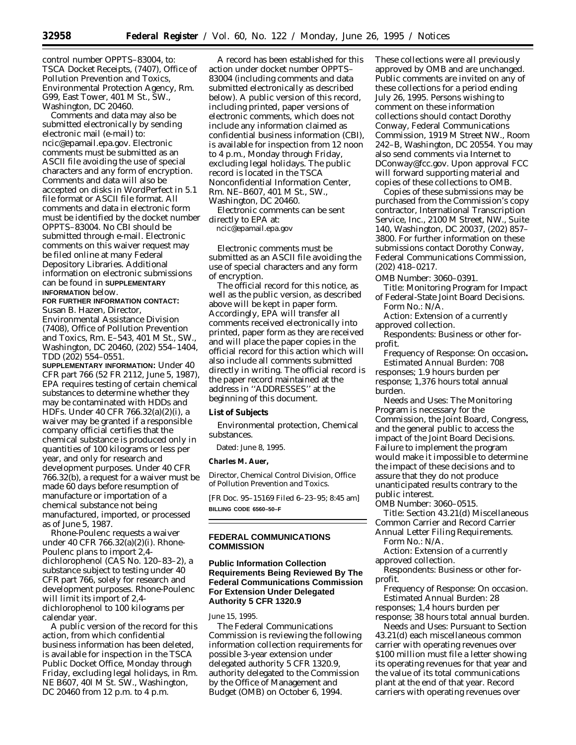control number OPPTS–83004, to: TSCA Docket Receipts, (7407), Office of Pollution Prevention and Toxics, Environmental Protection Agency, Rm. G99, East Tower, 401 M St., SW., Washington, DC 20460.

Comments and data may also be submitted electronically by sending electronic mail (e-mail) to: ncic@epamail.epa.gov. Electronic comments must be submitted as an ASCII file avoiding the use of special characters and any form of encryption. Comments and data will also be accepted on disks in WordPerfect in 5.1 file format or ASCII file format. All comments and data in electronic form must be identified by the docket number OPPTS–83004. No CBI should be submitted through e-mail. Electronic comments on this waiver request may be filed online at many Federal Depository Libraries. Additional information on electronic submissions can be found in **SUPPLEMENTARY INFORMATION** below.

**FOR FURTHER INFORMATION CONTACT:** Susan B. Hazen, Director, Environmental Assistance Division (7408), Office of Pollution Prevention and Toxics, Rm. E–543, 401 M St., SW., Washington, DC 20460, (202) 554–1404, TDD (202) 554–0551.

**SUPPLEMENTARY INFORMATION:** Under 40 CFR part 766 (52 FR 2112, June 5, 1987), EPA requires testing of certain chemical substances to determine whether they may be contaminated with HDDs and HDFs. Under 40 CFR 766.32(a)(2)(i), a waiver may be granted if a responsible company official certifies that the chemical substance is produced only in quantities of 100 kilograms or less per year, and only for research and development purposes. Under 40 CFR 766.32(b), a request for a waiver must be made 60 days before resumption of manufacture or importation of a chemical substance not being manufactured, imported, or processed as of June 5, 1987.

Rhone-Poulenc requests a waiver under 40 CFR 766.32(a)(2)(i). Rhone-Poulenc plans to import 2,4-dichlorophenol (CAS No. 120–83–2), a substance subject to testing under 40 CFR part 766, solely for research and development purposes. Rhone-Poulenc will limit its import of 2,4-dichlorophenol to 100 kilograms per calendar year.

A public version of the record for this action, from which confidential business information has been deleted, is available for inspection in the TSCA Public Docket Office, Monday through Friday, excluding legal holidays, in Rm. NE B607, 40l M St. SW., Washington, DC 20460 from 12 p.m. to 4 p.m.

A record has been established for this action under docket number OPPTS–83004 (including comments and data submitted electronically as described below). A public version of this record, including printed, paper versions of electronic comments, which does not include any information claimed as confidential business information (CBI), is available for inspection from 12 noon to 4 p.m., Monday through Friday, excluding legal holidays. The public record is located in the TSCA Nonconfidential Information Center, Rm. NE–B607, 401 M St., SW., Washington, DC 20460.

Electronic comments can be sent directly to EPA at:

ncic@epamail.epa.gov

Electronic comments must be submitted as an ASCII file avoiding the use of special characters and any form of encryption.

The official record for this notice, as well as the public version, as described above will be kept in paper form. Accordingly, EPA will transfer all comments received electronically into printed, paper form as they are received and will place the paper copies in the official record for this action which will also include all comments submitted directly in writing. The official record is the paper record maintained at the address in ''ADDRESSES'' at the beginning of this document.

**List of Subjects**

Environmental protection, Chemical substances.

Dated: June 8, 1995.

**Charles M. Auer,**

*Director, Chemical Control Division, Office of Pollution Prevention and Toxics.*

[FR Doc. 95–15169 Filed 6–23–95; 8:45 am]

**BILLING CODE 6560–50–F**

## FEDERAL COMMUNICATIONS COMMISSION

### Public Information Collection Requirements Being Reviewed By The Federal Communications Commission For Extension Under Delegated Authority 5 CFR 1320.9

June 15, 1995.

The Federal Communications Commission is reviewing the following information collection requirements for possible 3-year extension under delegated authority 5 CFR 1320.9, authority delegated to the Commission by the Office of Management and Budget (OMB) on October 6, 1994. These collections were all previously approved by OMB and are unchanged. Public comments are invited on any of these collections for a period ending July 26, 1995. Persons wishing to comment on these information collections should contact Dorothy Conway, Federal Communications Commission, 1919 M Street NW., Room 242–B, Washington, DC 20554. You may also send comments via Internet to DConway@fcc.gov. Upon approval FCC will forward supporting material and copies of these collections to OMB.

Copies of these submissions may be purchased from the Commission's copy contractor, International Transcription Service, Inc., 2100 M Street, NW., Suite 140, Washington, DC 20037, (202) 857–3800. For further information on these submissions contact Dorothy Conway, Federal Communications Commission, (202) 418–0217.

*OMB Number:* 3060–0391.

*Title:* Monitoring Program for Impact of Federal-State Joint Board Decisions.

*Form No.:* N/A.

*Action:* Extension of a currently approved collection.

*Respondents:* Business or other for-profit.

*Frequency of Response:* On occasion**.**

*Estimated Annual Burden:* 708 responses; 1.9 hours burden per response; 1,376 hours total annual burden.

*Needs and Uses:* The Monitoring Program is necessary for the Commission, the Joint Board, Congress, and the general public to access the impact of the Joint Board Decisions. Failure to implement the program would make it impossible to determine the impact of these decisions and to assure that they do not produce unanticipated results contrary to the public interest.

*OMB Number:* 3060–0515.

*Title:* Section 43.21(d) Miscellaneous Common Carrier and Record Carrier Annual Letter Filing Requirements.

*Form No.:* N/A.

*Action:* Extension of a currently approved collection.

*Respondents:* Business or other for-profit.

*Frequency of Response:* On occasion.

*Estimated Annual Burden:* 28 responses; 1,4 hours burden per response; 38 hours total annual burden.

*Needs and Uses:* Pursuant to Section 43.21(d) each miscellaneous common carrier with operating revenues over $100 million must file a letter showing its operating revenues for that year and the value of its total communications plant at the end of that year. Record carriers with operating revenues over